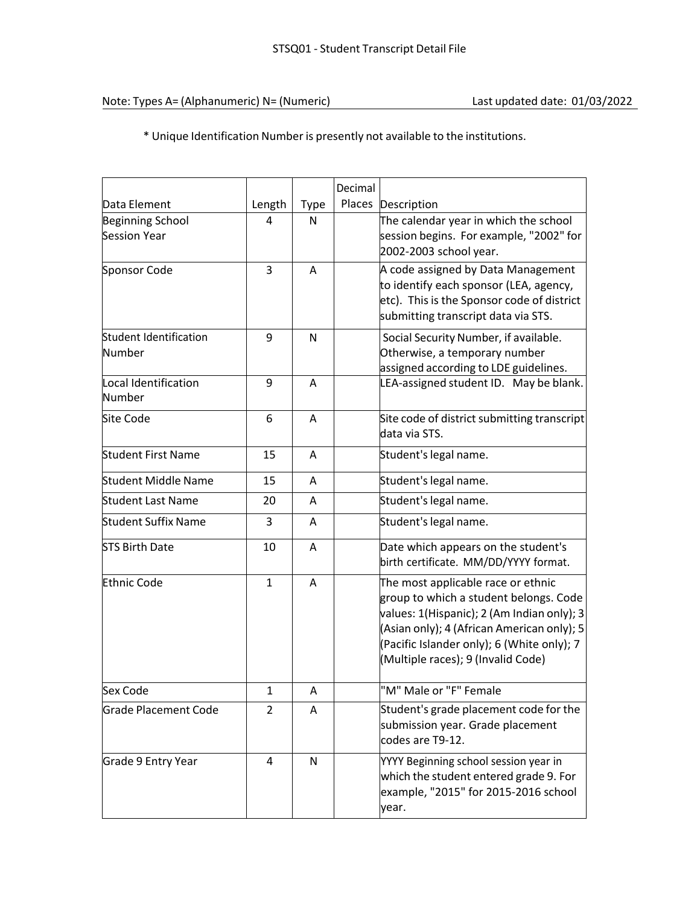# STSQ01 - Student Transcript Detail File

Note: Types A= (Alphanumeric) N= (Numeric) Last updated date: 01/03/2022

\* Unique Identification Number is presently not available to the institutions.

| Data Element | Length | Type | Decimal Places | Description |
|---|---|---|---|---|
| Beginning School Session Year | 4 | N | | The calendar year in which the school session begins. For example, "2002" for 2002-2003 school year. |
| Sponsor Code | 3 | A | | A code assigned by Data Management to identify each sponsor (LEA, agency, etc). This is the Sponsor code of district submitting transcript data via STS. |
| Student Identification Number | 9 | N | | Social Security Number, if available. Otherwise, a temporary number assigned according to LDE guidelines. |
| Local Identification Number | 9 | A | | LEA-assigned student ID. May be blank. |
| Site Code | 6 | A | | Site code of district submitting transcript data via STS. |
| Student First Name | 15 | A | | Student's legal name. |
| Student Middle Name | 15 | A | | Student's legal name. |
| Student Last Name | 20 | A | | Student's legal name. |
| Student Suffix Name | 3 | A | | Student's legal name. |
| STS Birth Date | 10 | A | | Date which appears on the student's birth certificate. MM/DD/YYYY format. |
| Ethnic Code | 1 | A | | The most applicable race or ethnic group to which a student belongs. Code values: 1(Hispanic); 2 (Am Indian only); 3 (Asian only); 4 (African American only); 5 (Pacific Islander only); 6 (White only); 7 (Multiple races); 9 (Invalid Code) |
| Sex Code | 1 | A | | "M" Male or "F" Female |
| Grade Placement Code | 2 | A | | Student's grade placement code for the submission year. Grade placement codes are T9-12. |
| Grade 9 Entry Year | 4 | N | | YYYY Beginning school session year in which the student entered grade 9. For example, "2015" for 2015-2016 school year. |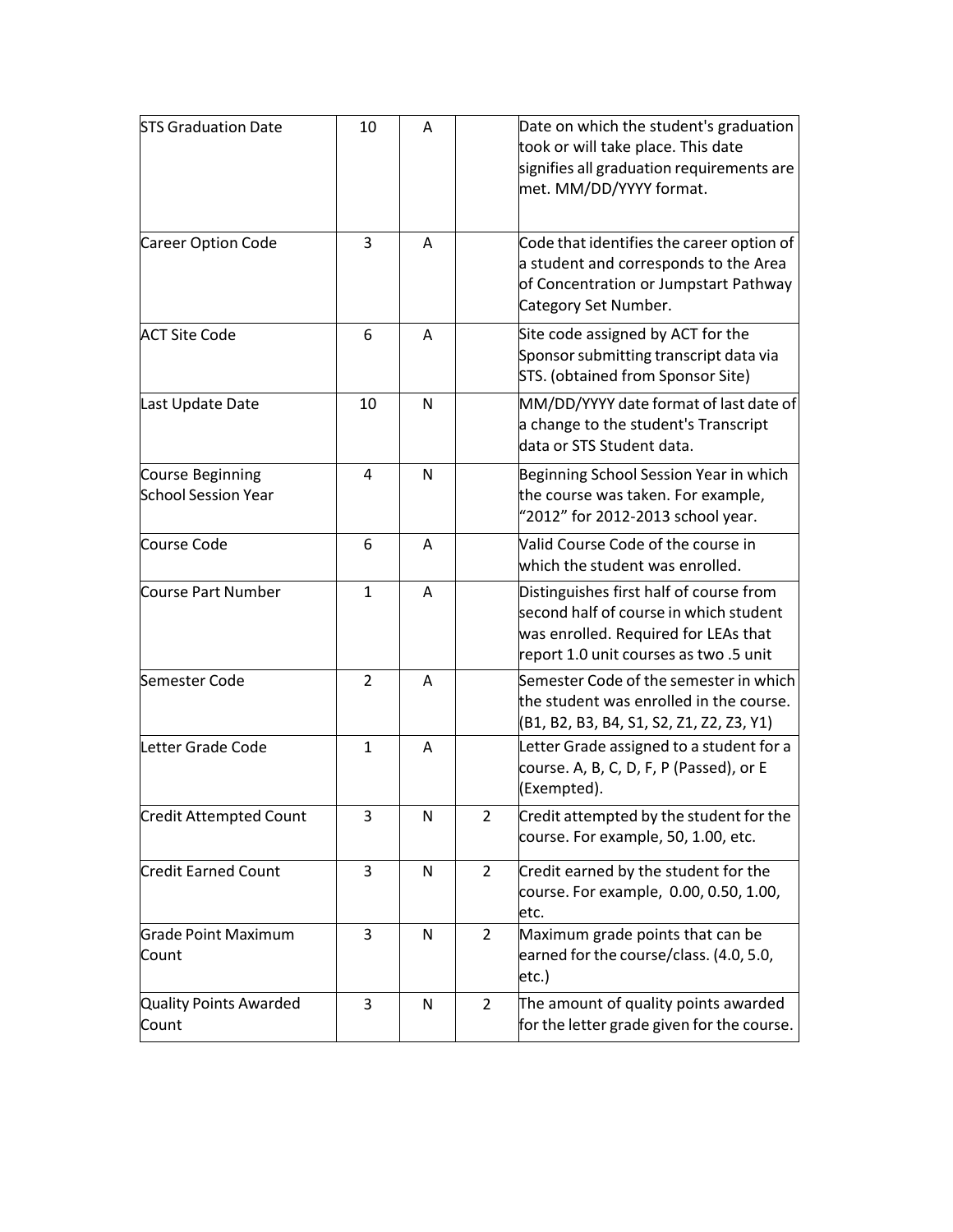| STS Graduation Date | 10 | A | | Date on which the student's graduation took or will take place. This date signifies all graduation requirements are met. MM/DD/YYYY format. |
|---|---|---|---|---|
| Career Option Code | 3 | A | | Code that identifies the career option of a student and corresponds to the Area of Concentration or Jumpstart Pathway Category Set Number. |
| ACT Site Code | 6 | A | | Site code assigned by ACT for the Sponsor submitting transcript data via STS. (obtained from Sponsor Site) |
| Last Update Date | 10 | N | | MM/DD/YYYY date format of last date of a change to the student's Transcript data or STS Student data. |
| Course Beginning School Session Year | 4 | N | | Beginning School Session Year in which the course was taken. For example, "2012" for 2012-2013 school year. |
| Course Code | 6 | A | | Valid Course Code of the course in which the student was enrolled. |
| Course Part Number | 1 | A | | Distinguishes first half of course from second half of course in which student was enrolled. Required for LEAs that report 1.0 unit courses as two .5 unit |
| Semester Code | 2 | A | | Semester Code of the semester in which the student was enrolled in the course. (B1, B2, B3, B4, S1, S2, Z1, Z2, Z3, Y1) |
| Letter Grade Code | 1 | A | | Letter Grade assigned to a student for a course. A, B, C, D, F, P (Passed), or E (Exempted). |
| Credit Attempted Count | 3 | N | 2 | Credit attempted by the student for the course. For example, 50, 1.00, etc. |
| Credit Earned Count | 3 | N | 2 | Credit earned by the student for the course. For example, 0.00, 0.50, 1.00, etc. |
| Grade Point Maximum Count | 3 | N | 2 | Maximum grade points that can be earned for the course/class. (4.0, 5.0, etc.) |
| Quality Points Awarded Count | 3 | N | 2 | The amount of quality points awarded for the letter grade given for the course. |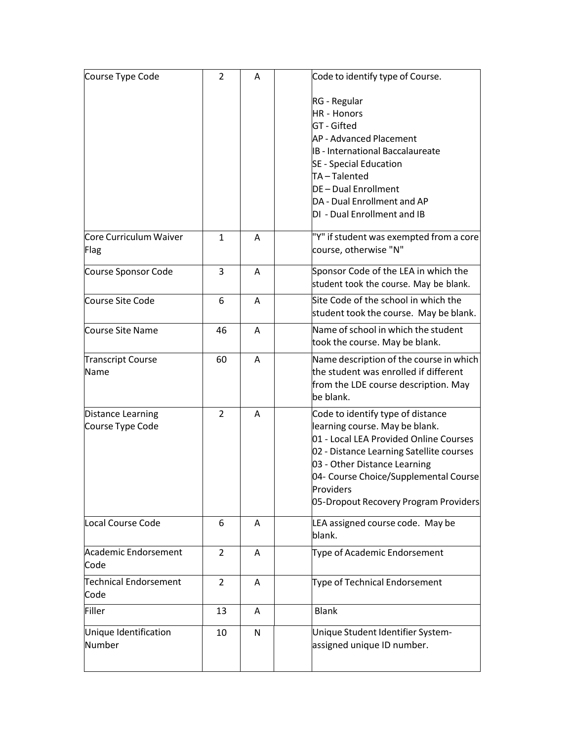| | | | | |
|---|---|---|---|---|
| Course Type Code | 2 | A | | Code to identify type of Course.<br><br>RG - Regular<br>HR - Honors<br>GT - Gifted<br>AP - Advanced Placement<br>IB - International Baccalaureate<br>SE - Special Education<br>TA – Talented<br>DE – Dual Enrollment<br>DA - Dual Enrollment and AP<br>DI - Dual Enrollment and IB |
| Core Curriculum Waiver Flag | 1 | A | | "Y" if student was exempted from a core course, otherwise "N" |
| Course Sponsor Code | 3 | A | | Sponsor Code of the LEA in which the student took the course. May be blank. |
| Course Site Code | 6 | A | | Site Code of the school in which the student took the course. May be blank. |
| Course Site Name | 46 | A | | Name of school in which the student took the course. May be blank. |
| Transcript Course Name | 60 | A | | Name description of the course in which the student was enrolled if different from the LDE course description. May be blank. |
| Distance Learning Course Type Code | 2 | A | | Code to identify type of distance learning course. May be blank.<br>01 - Local LEA Provided Online Courses<br>02 - Distance Learning Satellite courses<br>03 - Other Distance Learning<br>04- Course Choice/Supplemental Course Providers<br>05-Dropout Recovery Program Providers |
| Local Course Code | 6 | A | | LEA assigned course code. May be blank. |
| Academic Endorsement Code | 2 | A | | Type of Academic Endorsement |
| Technical Endorsement Code | 2 | A | | Type of Technical Endorsement |
| Filler | 13 | A | | Blank |
| Unique Identification Number | 10 | N | | Unique Student Identifier System-assigned unique ID number. |